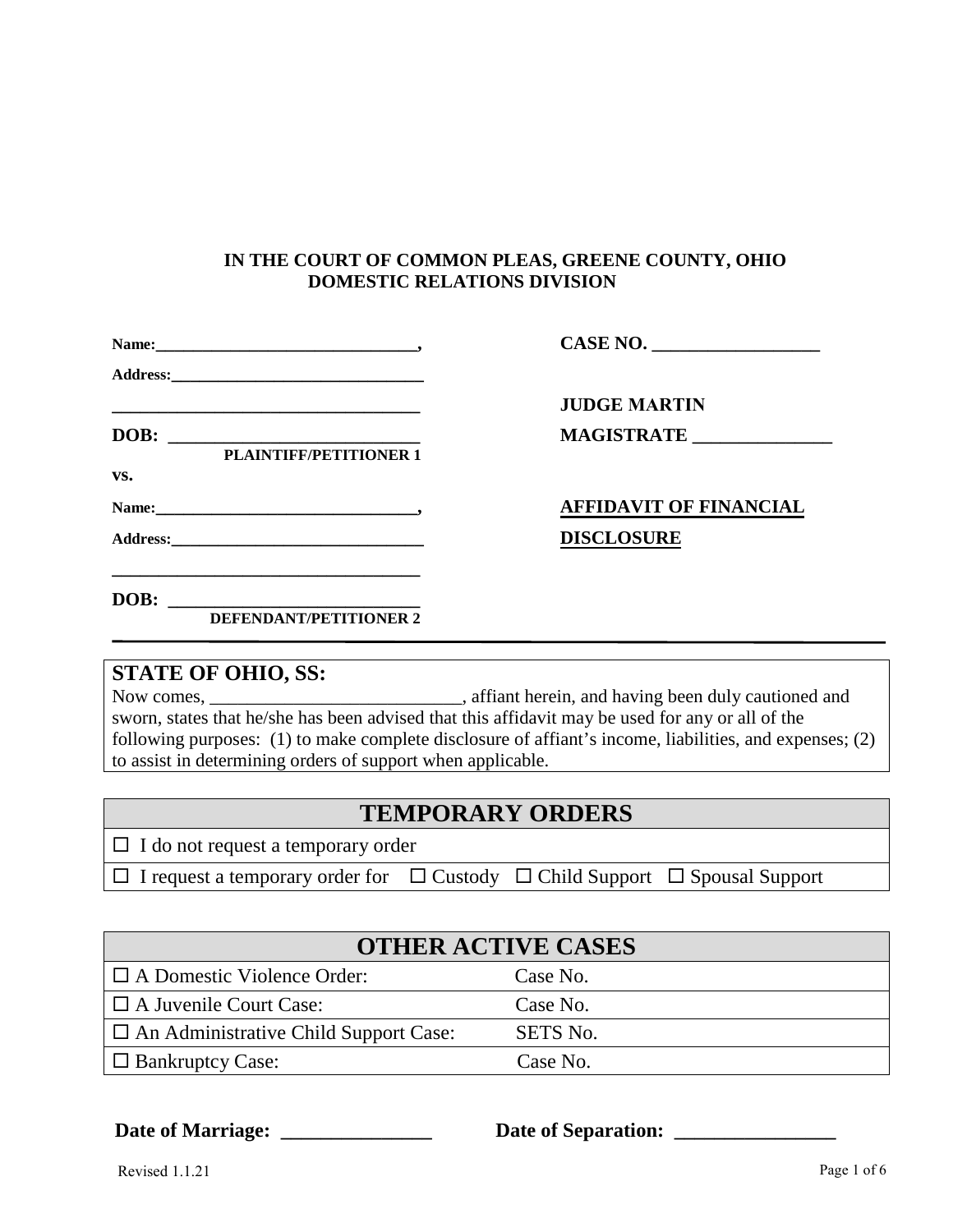**IN THE COURT OF COMMON PLEAS, GREENE COUNTY, OHIO**
**DOMESTIC RELATIONS DIVISION**

**Name:**________________________________,
**Address:**________________________________
____________________________________
**DOB:** ____________________________
**PLAINTIFF/PETITIONER 1**

**vs.**

**Name:**________________________________,
**Address:**________________________________
____________________________________
**DOB:** ____________________________
**DEFENDANT/PETITIONER 2**

**CASE NO.** __________________

**JUDGE MARTIN**
**MAGISTRATE** _______________

**AFFIDAVIT OF FINANCIAL DISCLOSURE**

---

## STATE OF OHIO, SS:

Now comes, ____________________________, affiant herein, and having been duly cautioned and sworn, states that he/she has been advised that this affidavit may be used for any or all of the following purposes: (1) to make complete disclosure of affiant's income, liabilities, and expenses; (2) to assist in determining orders of support when applicable.

| TEMPORARY ORDERS |
|---|
| ☐ I do not request a temporary order |
| ☐ I request a temporary order for ☐ Custody ☐ Child Support ☐ Spousal Support |

| OTHER ACTIVE CASES | |
|---|---|
| ☐ A Domestic Violence Order: | Case No. |
| ☐ A Juvenile Court Case: | Case No. |
| ☐ An Administrative Child Support Case: | SETS No. |
| ☐ Bankruptcy Case: | Case No. |

**Date of Marriage:** _______________ **Date of Separation:** ________________

Revised 1.1.21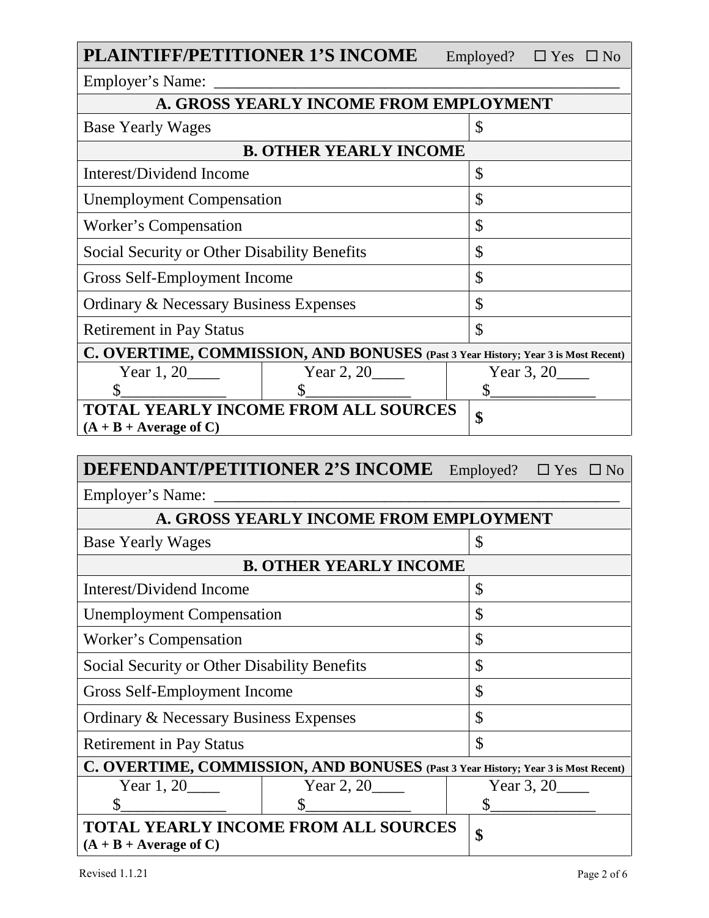| **PLAINTIFF/PETITIONER 1'S INCOME** Employed? ☐ Yes ☐ No | | |
|---|---|---|
| Employer's Name: ______________________________________________ | | |
| **A. GROSS YEARLY INCOME FROM EMPLOYMENT** | | |
| Base Yearly Wages | | $ |
| **B. OTHER YEARLY INCOME** | | |
| Interest/Dividend Income | | $ |
| Unemployment Compensation | | $ |
| Worker's Compensation | | $ |
| Social Security or Other Disability Benefits | | $ |
| Gross Self-Employment Income | | $ |
| Ordinary & Necessary Business Expenses | | $ |
| Retirement in Pay Status | | $ |
| **C. OVERTIME, COMMISSION, AND BONUSES** **(Past 3 Year History; Year 3 is Most Recent)** | | |
| Year 1, 20____ $_____________ | Year 2, 20____ $_____________ | Year 3, 20____ $_____________ |
| **TOTAL YEARLY INCOME FROM ALL SOURCES (A + B + Average of C)** | | **$** |

| **DEFENDANT/PETITIONER 2'S INCOME** Employed? ☐ Yes ☐ No | | |
|---|---|---|
| Employer's Name: ______________________________________________ | | |
| **A. GROSS YEARLY INCOME FROM EMPLOYMENT** | | |
| Base Yearly Wages | | $ |
| **B. OTHER YEARLY INCOME** | | |
| Interest/Dividend Income | | $ |
| Unemployment Compensation | | $ |
| Worker's Compensation | | $ |
| Social Security or Other Disability Benefits | | $ |
| Gross Self-Employment Income | | $ |
| Ordinary & Necessary Business Expenses | | $ |
| Retirement in Pay Status | | $ |
| **C. OVERTIME, COMMISSION, AND BONUSES** **(Past 3 Year History; Year 3 is Most Recent)** | | |
| Year 1, 20____ $_____________ | Year 2, 20____ $_____________ | Year 3, 20____ $_____________ |
| **TOTAL YEARLY INCOME FROM ALL SOURCES (A + B + Average of C)** | | **$** |

Revised 1.1.21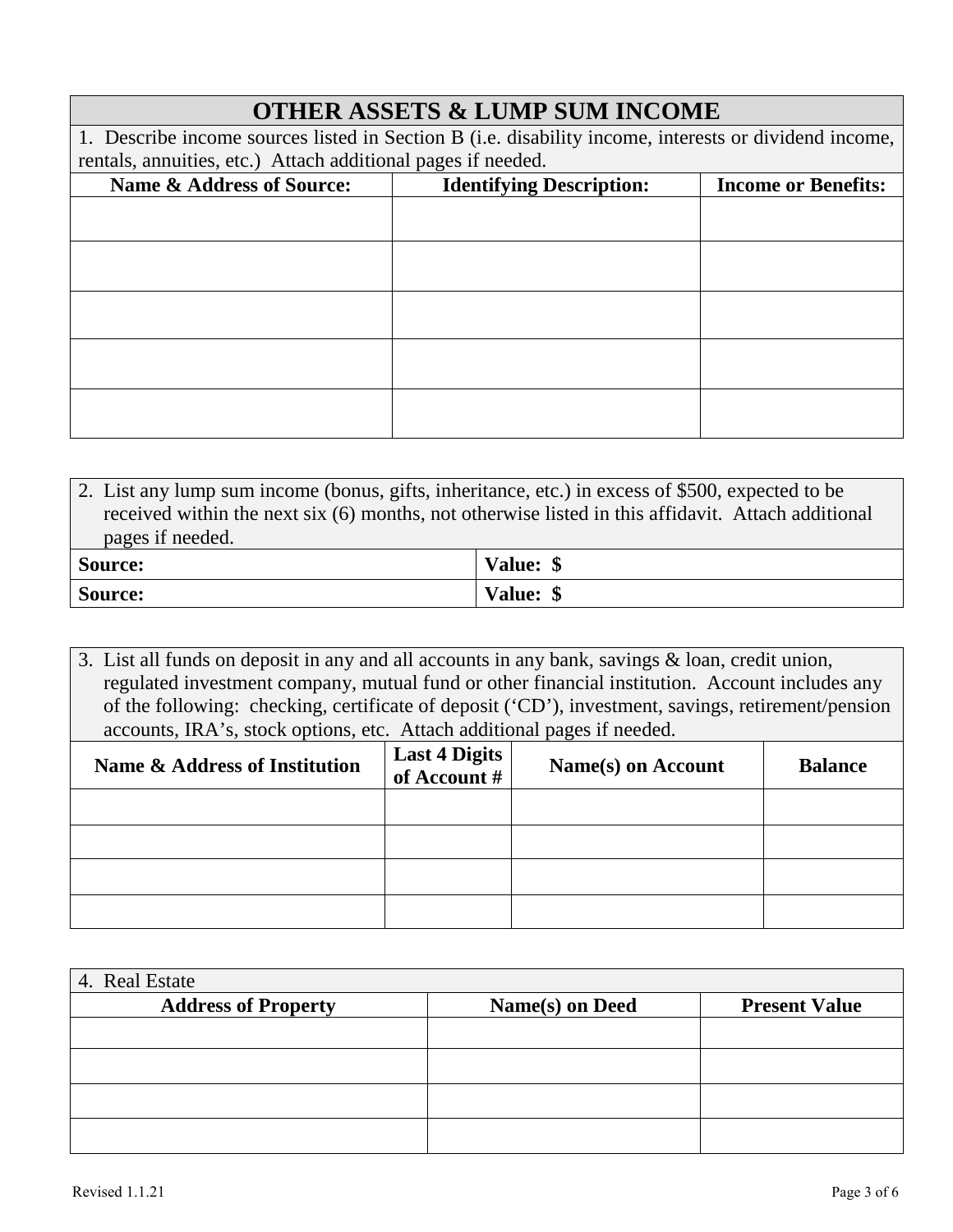# OTHER ASSETS & LUMP SUM INCOME

1. Describe income sources listed in Section B (i.e. disability income, interests or dividend income, rentals, annuities, etc.) Attach additional pages if needed.

| Name & Address of Source: | Identifying Description: | Income or Benefits: |
|---|---|---|
| | | |
| | | |
| | | |
| | | |
| | | |

2. List any lump sum income (bonus, gifts, inheritance, etc.) in excess of $500, expected to be received within the next six (6) months, not otherwise listed in this affidavit. Attach additional pages if needed.

| Source: | Value: $ |
|---|---|
| **Source:** | **Value: $** |

3. List all funds on deposit in any and all accounts in any bank, savings & loan, credit union, regulated investment company, mutual fund or other financial institution. Account includes any of the following: checking, certificate of deposit ('CD'), investment, savings, retirement/pension accounts, IRA's, stock options, etc. Attach additional pages if needed.

| Name & Address of Institution | Last 4 Digits of Account # | Name(s) on Account | Balance |
|---|---|---|---|
| | | | |
| | | | |
| | | | |
| | | | |

4. Real Estate

| Address of Property | Name(s) on Deed | Present Value |
|---|---|---|
| | | |
| | | |
| | | |
| | | |

Revised 1.1.21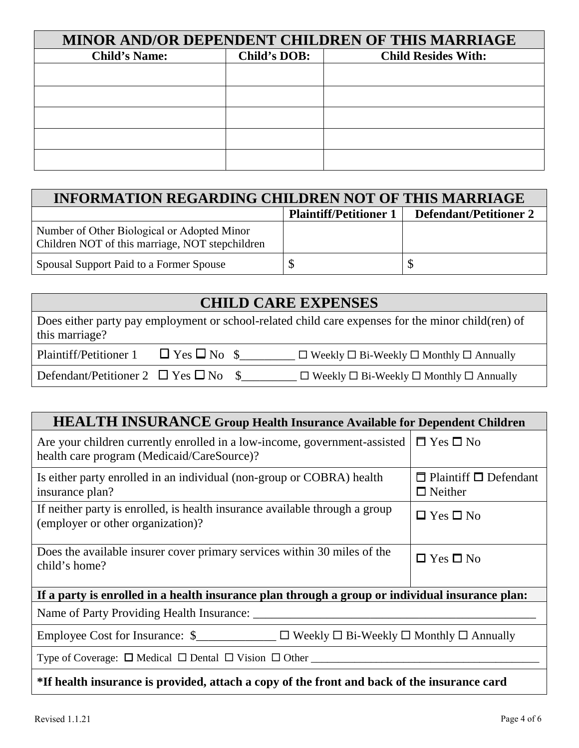| MINOR AND/OR DEPENDENT CHILDREN OF THIS MARRIAGE | | |
|---|---|---|
| **Child's Name:** | **Child's DOB:** | **Child Resides With:** |
| | | |
| | | |
| | | |
| | | |
| | | |

| INFORMATION REGARDING CHILDREN NOT OF THIS MARRIAGE | | |
|---|---|---|
| | **Plaintiff/Petitioner 1** | **Defendant/Petitioner 2** |
| Number of Other Biological or Adopted Minor Children NOT of this marriage, NOT stepchildren | | |
| Spousal Support Paid to a Former Spouse | $ | $ |

| CHILD CARE EXPENSES |
|---|
| Does either party pay employment or school-related child care expenses for the minor child(ren) of this marriage? |
| Plaintiff/Petitioner 1 ☐ Yes ☐ No $_________ ☐ Weekly ☐ Bi-Weekly ☐ Monthly ☐ Annually |
| Defendant/Petitioner 2 ☐ Yes ☐ No $_________ ☐ Weekly ☐ Bi-Weekly ☐ Monthly ☐ Annually |

| HEALTH INSURANCE Group Health Insurance Available for Dependent Children | |
|---|---|
| Are your children currently enrolled in a low-income, government-assisted health care program (Medicaid/CareSource)? | ☐ Yes ☐ No |
| Is either party enrolled in an individual (non-group or COBRA) health insurance plan? | ☐ Plaintiff ☐ Defendant ☐ Neither |
| If neither party is enrolled, is health insurance available through a group (employer or other organization)? | ☐ Yes ☐ No |
| Does the available insurer cover primary services within 30 miles of the child's home? | ☐ Yes ☐ No |
| **If a party is enrolled in a health insurance plan through a group or individual insurance plan:** | |
| Name of Party Providing Health Insurance: _______________________________________________ | |
| Employee Cost for Insurance: $_____________ ☐ Weekly ☐ Bi-Weekly ☐ Monthly ☐ Annually | |
| Type of Coverage: ☐ Medical ☐ Dental ☐ Vision ☐ Other _________________________________________ | |
| **\*If health insurance is provided, attach a copy of the front and back of the insurance card** | |

Revised 1.1.21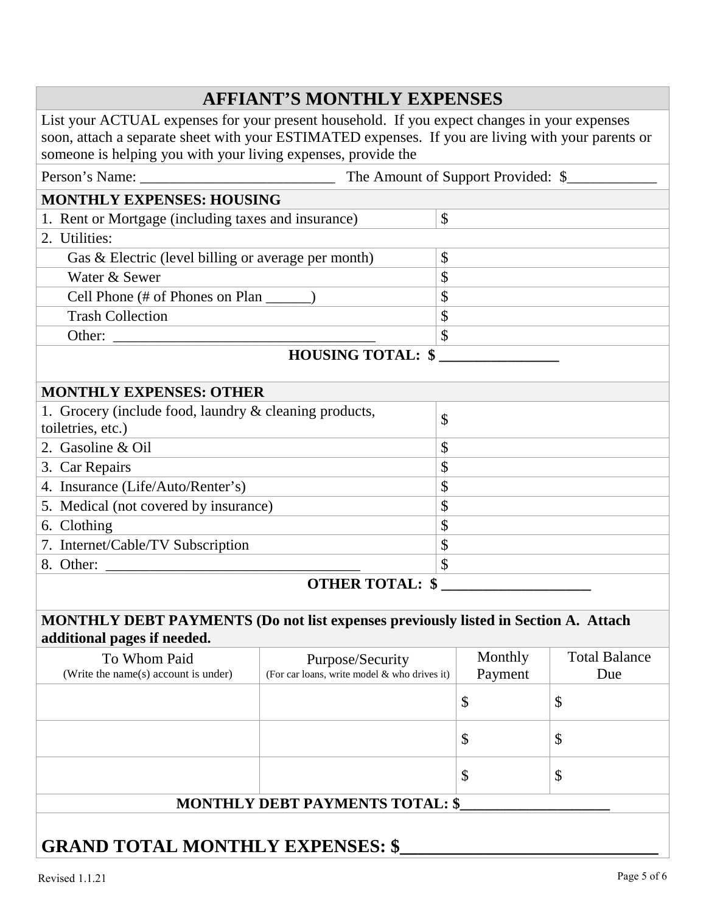# AFFIANT'S MONTHLY EXPENSES

List your ACTUAL expenses for your present household. If you expect changes in your expenses soon, attach a separate sheet with your ESTIMATED expenses. If you are living with your parents or someone is helping you with your living expenses, provide the

Person's Name: __________________________ The Amount of Support Provided: $____________

| MONTHLY EXPENSES: HOUSING | |
|---|---|
| 1. Rent or Mortgage (including taxes and insurance) | $ |
| 2. Utilities: | |
| Gas & Electric (level billing or average per month) | $ |
| Water & Sewer | $ |
| Cell Phone (# of Phones on Plan ______) | $ |
| Trash Collection | $ |
| Other: ___________________________________ | $ |

**HOUSING TOTAL: $ ________________**

| MONTHLY EXPENSES: OTHER | |
|---|---|
| 1. Grocery (include food, laundry & cleaning products, toiletries, etc.) | $ |
| 2. Gasoline & Oil | $ |
| 3. Car Repairs | $ |
| 4. Insurance (Life/Auto/Renter's) | $ |
| 5. Medical (not covered by insurance) | $ |
| 6. Clothing | $ |
| 7. Internet/Cable/TV Subscription | $ |
| 8. Other: _________________________________ | $ |

**OTHER TOTAL: $ ____________________**

**MONTHLY DEBT PAYMENTS (Do not list expenses previously listed in Section A. Attach additional pages if needed.**

| To Whom Paid (Write the name(s) account is under) | Purpose/Security (For car loans, write model & who drives it) | Monthly Payment | Total Balance Due |
|---|---|---|---|
| | | $ | $ |
| | | $ | $ |
| | | $ | $ |

**MONTHLY DEBT PAYMENTS TOTAL: $____________________**

## GRAND TOTAL MONTHLY EXPENSES: $____________________________

Revised 1.1.21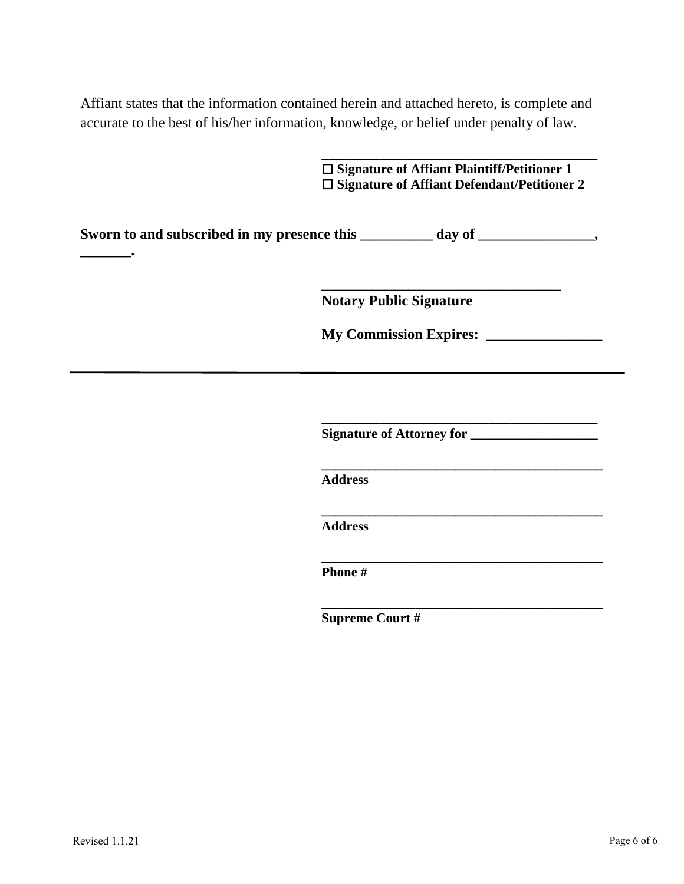Affiant states that the information contained herein and attached hereto, is complete and accurate to the best of his/her information, knowledge, or belief under penalty of law.

\_\_\_\_\_\_\_\_\_\_\_\_\_\_\_\_\_\_\_\_\_\_\_\_\_\_\_\_\_\_\_\_\_\_\_\_\_\_\_\_

☐ **Signature of Affiant Plaintiff/Petitioner 1**
☐ **Signature of Affiant Defendant/Petitioner 2**

**Sworn to and subscribed in my presence this __________ day of ________________, _______.**

\_\_\_\_\_\_\_\_\_\_\_\_\_\_\_\_\_\_\_\_\_\_\_\_\_\_\_\_\_\_\_\_\_\_\_

**Notary Public Signature**

**My Commission Expires: ________________**

---

\_\_\_\_\_\_\_\_\_\_\_\_\_\_\_\_\_\_\_\_\_\_\_\_\_\_\_\_\_\_\_\_\_\_\_\_\_\_\_\_

**Signature of Attorney for ___________________**

\_\_\_\_\_\_\_\_\_\_\_\_\_\_\_\_\_\_\_\_\_\_\_\_\_\_\_\_\_\_\_\_\_\_\_\_\_\_\_\_

**Address**

\_\_\_\_\_\_\_\_\_\_\_\_\_\_\_\_\_\_\_\_\_\_\_\_\_\_\_\_\_\_\_\_\_\_\_\_\_\_\_\_

**Address**

\_\_\_\_\_\_\_\_\_\_\_\_\_\_\_\_\_\_\_\_\_\_\_\_\_\_\_\_\_\_\_\_\_\_\_\_\_\_\_\_

**Phone #**

\_\_\_\_\_\_\_\_\_\_\_\_\_\_\_\_\_\_\_\_\_\_\_\_\_\_\_\_\_\_\_\_\_\_\_\_\_\_\_\_

**Supreme Court #**

Revised 1.1.21